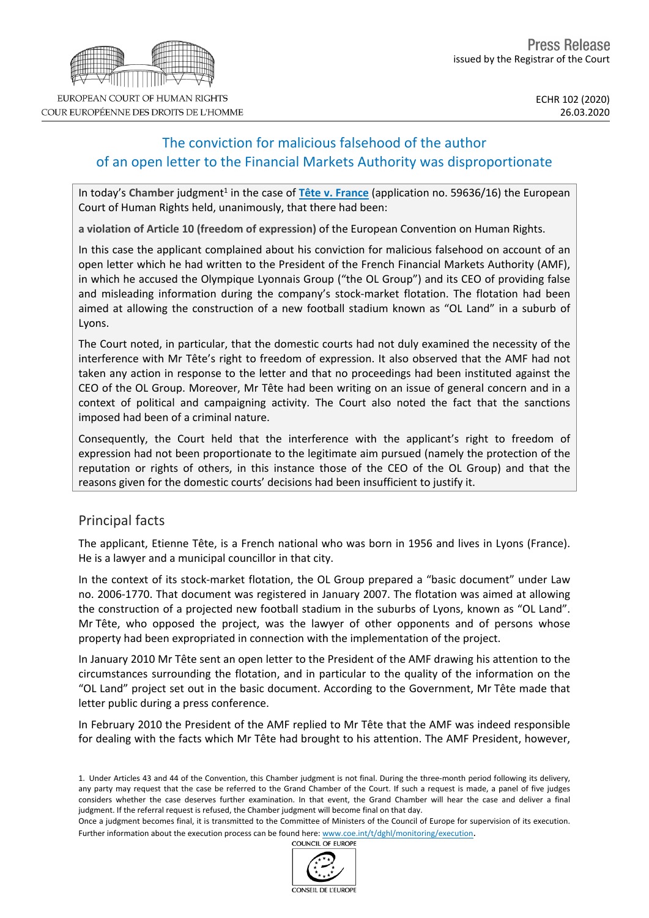Press Release
issued by the Registrar of the Court

EUROPEAN COURT OF HUMAN RIGHTS
COUR EUROPÉENNE DES DROITS DE L'HOMME

ECHR 102 (2020)
26.03.2020

# The conviction for malicious falsehood of the author of an open letter to the Financial Markets Authority was disproportionate

In today's **Chamber** judgment[1] in the case of **Tête v. France** (application no. 59636/16) the European Court of Human Rights held, unanimously, that there had been:

**a violation of Article 10 (freedom of expression)** of the European Convention on Human Rights.

In this case the applicant complained about his conviction for malicious falsehood on account of an open letter which he had written to the President of the French Financial Markets Authority (AMF), in which he accused the Olympique Lyonnais Group ("the OL Group") and its CEO of providing false and misleading information during the company's stock-market flotation. The flotation had been aimed at allowing the construction of a new football stadium known as "OL Land" in a suburb of Lyons.

The Court noted, in particular, that the domestic courts had not duly examined the necessity of the interference with Mr Tête's right to freedom of expression. It also observed that the AMF had not taken any action in response to the letter and that no proceedings had been instituted against the CEO of the OL Group. Moreover, Mr Tête had been writing on an issue of general concern and in a context of political and campaigning activity. The Court also noted the fact that the sanctions imposed had been of a criminal nature.

Consequently, the Court held that the interference with the applicant's right to freedom of expression had not been proportionate to the legitimate aim pursued (namely the protection of the reputation or rights of others, in this instance those of the CEO of the OL Group) and that the reasons given for the domestic courts' decisions had been insufficient to justify it.

## Principal facts

The applicant, Etienne Tête, is a French national who was born in 1956 and lives in Lyons (France). He is a lawyer and a municipal councillor in that city.

In the context of its stock-market flotation, the OL Group prepared a "basic document" under Law no. 2006-1770. That document was registered in January 2007. The flotation was aimed at allowing the construction of a projected new football stadium in the suburbs of Lyons, known as "OL Land". Mr Tête, who opposed the project, was the lawyer of other opponents and of persons whose property had been expropriated in connection with the implementation of the project.

In January 2010 Mr Tête sent an open letter to the President of the AMF drawing his attention to the circumstances surrounding the flotation, and in particular to the quality of the information on the "OL Land" project set out in the basic document. According to the Government, Mr Tête made that letter public during a press conference.

In February 2010 the President of the AMF replied to Mr Tête that the AMF was indeed responsible for dealing with the facts which Mr Tête had brought to his attention. The AMF President, however,

1. Under Articles 43 and 44 of the Convention, this Chamber judgment is not final. During the three-month period following its delivery, any party may request that the case be referred to the Grand Chamber of the Court. If such a request is made, a panel of five judges considers whether the case deserves further examination. In that event, the Grand Chamber will hear the case and deliver a final judgment. If the referral request is refused, the Chamber judgment will become final on that day.
Once a judgment becomes final, it is transmitted to the Committee of Ministers of the Council of Europe for supervision of its execution. Further information about the execution process can be found here: www.coe.int/t/dghl/monitoring/execution.

COUNCIL OF EUROPE
CONSEIL DE L'EUROPE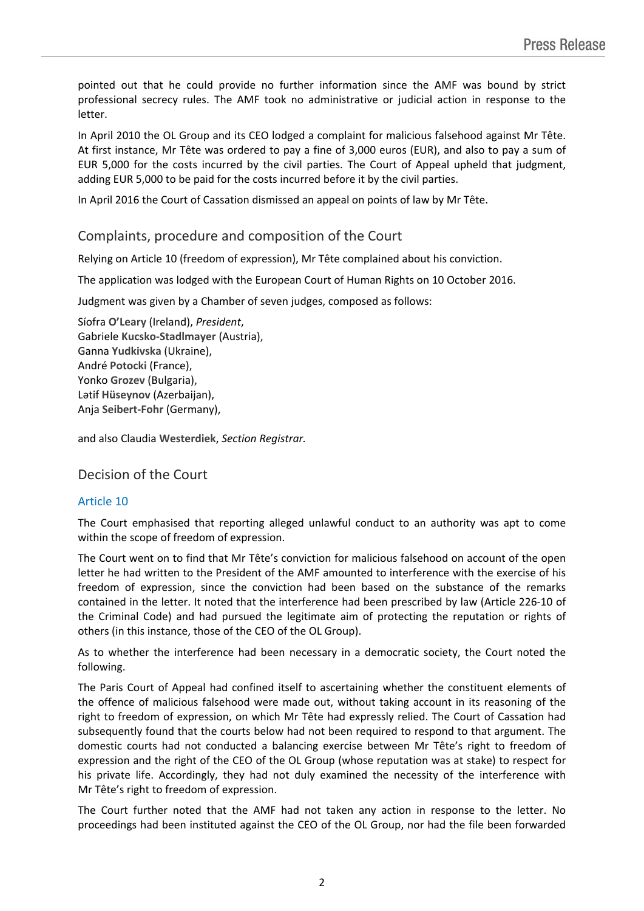pointed out that he could provide no further information since the AMF was bound by strict professional secrecy rules. The AMF took no administrative or judicial action in response to the letter.

In April 2010 the OL Group and its CEO lodged a complaint for malicious falsehood against Mr Tête. At first instance, Mr Tête was ordered to pay a fine of 3,000 euros (EUR), and also to pay a sum of EUR 5,000 for the costs incurred by the civil parties. The Court of Appeal upheld that judgment, adding EUR 5,000 to be paid for the costs incurred before it by the civil parties.

In April 2016 the Court of Cassation dismissed an appeal on points of law by Mr Tête.

## Complaints, procedure and composition of the Court

Relying on Article 10 (freedom of expression), Mr Tête complained about his conviction.

The application was lodged with the European Court of Human Rights on 10 October 2016.

Judgment was given by a Chamber of seven judges, composed as follows:

Síofra **O'Leary** (Ireland), *President*,
Gabriele **Kucsko-Stadlmayer** (Austria),
Ganna **Yudkivska** (Ukraine),
André **Potocki** (France),
Yonko **Grozev** (Bulgaria),
Lətif **Hüseynov** (Azerbaijan),
Anja **Seibert-Fohr** (Germany),

and also Claudia **Westerdiek**, *Section Registrar.*

## Decision of the Court

### Article 10

The Court emphasised that reporting alleged unlawful conduct to an authority was apt to come within the scope of freedom of expression.

The Court went on to find that Mr Tête's conviction for malicious falsehood on account of the open letter he had written to the President of the AMF amounted to interference with the exercise of his freedom of expression, since the conviction had been based on the substance of the remarks contained in the letter. It noted that the interference had been prescribed by law (Article 226-10 of the Criminal Code) and had pursued the legitimate aim of protecting the reputation or rights of others (in this instance, those of the CEO of the OL Group).

As to whether the interference had been necessary in a democratic society, the Court noted the following.

The Paris Court of Appeal had confined itself to ascertaining whether the constituent elements of the offence of malicious falsehood were made out, without taking account in its reasoning of the right to freedom of expression, on which Mr Tête had expressly relied. The Court of Cassation had subsequently found that the courts below had not been required to respond to that argument. The domestic courts had not conducted a balancing exercise between Mr Tête's right to freedom of expression and the right of the CEO of the OL Group (whose reputation was at stake) to respect for his private life. Accordingly, they had not duly examined the necessity of the interference with Mr Tête's right to freedom of expression.

The Court further noted that the AMF had not taken any action in response to the letter. No proceedings had been instituted against the CEO of the OL Group, nor had the file been forwarded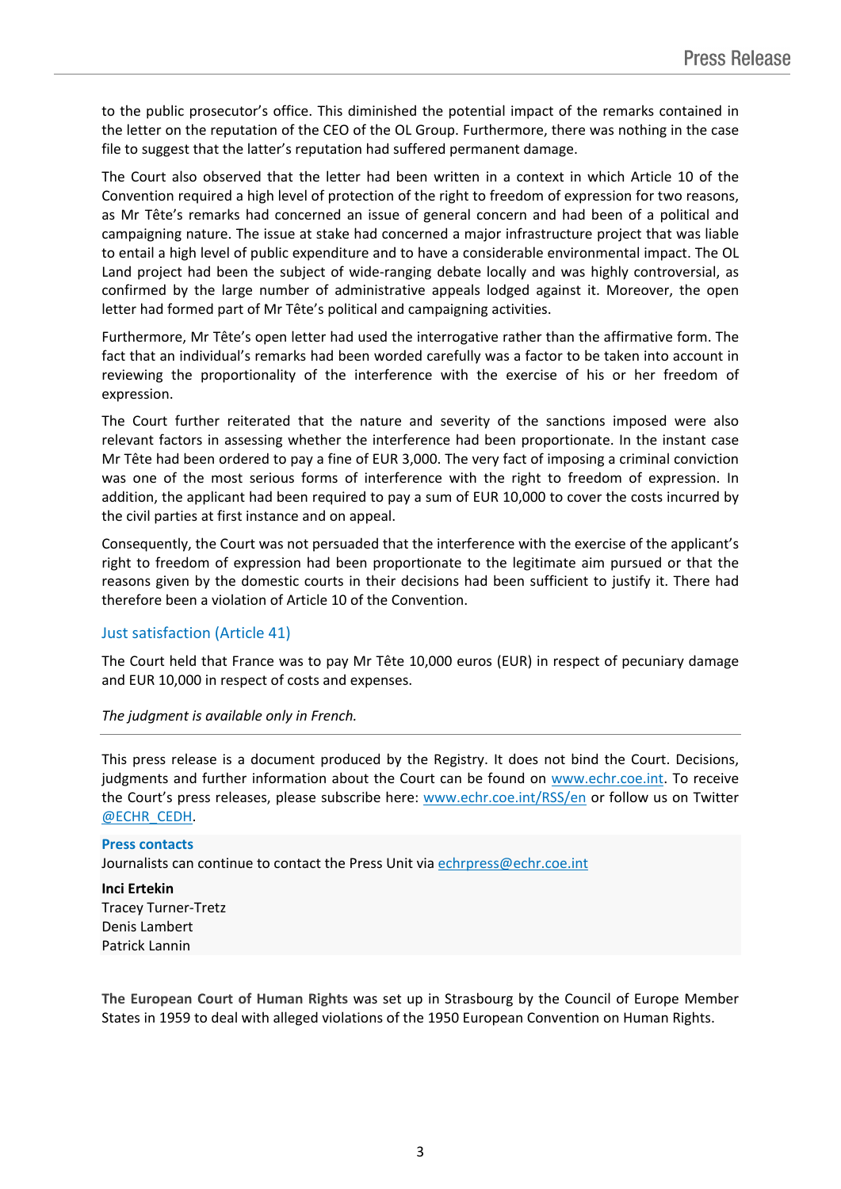to the public prosecutor's office. This diminished the potential impact of the remarks contained in the letter on the reputation of the CEO of the OL Group. Furthermore, there was nothing in the case file to suggest that the latter's reputation had suffered permanent damage.

The Court also observed that the letter had been written in a context in which Article 10 of the Convention required a high level of protection of the right to freedom of expression for two reasons, as Mr Tête's remarks had concerned an issue of general concern and had been of a political and campaigning nature. The issue at stake had concerned a major infrastructure project that was liable to entail a high level of public expenditure and to have a considerable environmental impact. The OL Land project had been the subject of wide-ranging debate locally and was highly controversial, as confirmed by the large number of administrative appeals lodged against it. Moreover, the open letter had formed part of Mr Tête's political and campaigning activities.

Furthermore, Mr Tête's open letter had used the interrogative rather than the affirmative form. The fact that an individual's remarks had been worded carefully was a factor to be taken into account in reviewing the proportionality of the interference with the exercise of his or her freedom of expression.

The Court further reiterated that the nature and severity of the sanctions imposed were also relevant factors in assessing whether the interference had been proportionate. In the instant case Mr Tête had been ordered to pay a fine of EUR 3,000. The very fact of imposing a criminal conviction was one of the most serious forms of interference with the right to freedom of expression. In addition, the applicant had been required to pay a sum of EUR 10,000 to cover the costs incurred by the civil parties at first instance and on appeal.

Consequently, the Court was not persuaded that the interference with the exercise of the applicant's right to freedom of expression had been proportionate to the legitimate aim pursued or that the reasons given by the domestic courts in their decisions had been sufficient to justify it. There had therefore been a violation of Article 10 of the Convention.

## Just satisfaction (Article 41)

The Court held that France was to pay Mr Tête 10,000 euros (EUR) in respect of pecuniary damage and EUR 10,000 in respect of costs and expenses.

*The judgment is available only in French.*

---

This press release is a document produced by the Registry. It does not bind the Court. Decisions, judgments and further information about the Court can be found on www.echr.coe.int. To receive the Court's press releases, please subscribe here: www.echr.coe.int/RSS/en or follow us on Twitter @ECHR_CEDH.

**Press contacts**
Journalists can continue to contact the Press Unit via echrpress@echr.coe.int

**Inci Ertekin**
Tracey Turner-Tretz
Denis Lambert
Patrick Lannin

**The European Court of Human Rights** was set up in Strasbourg by the Council of Europe Member States in 1959 to deal with alleged violations of the 1950 European Convention on Human Rights.